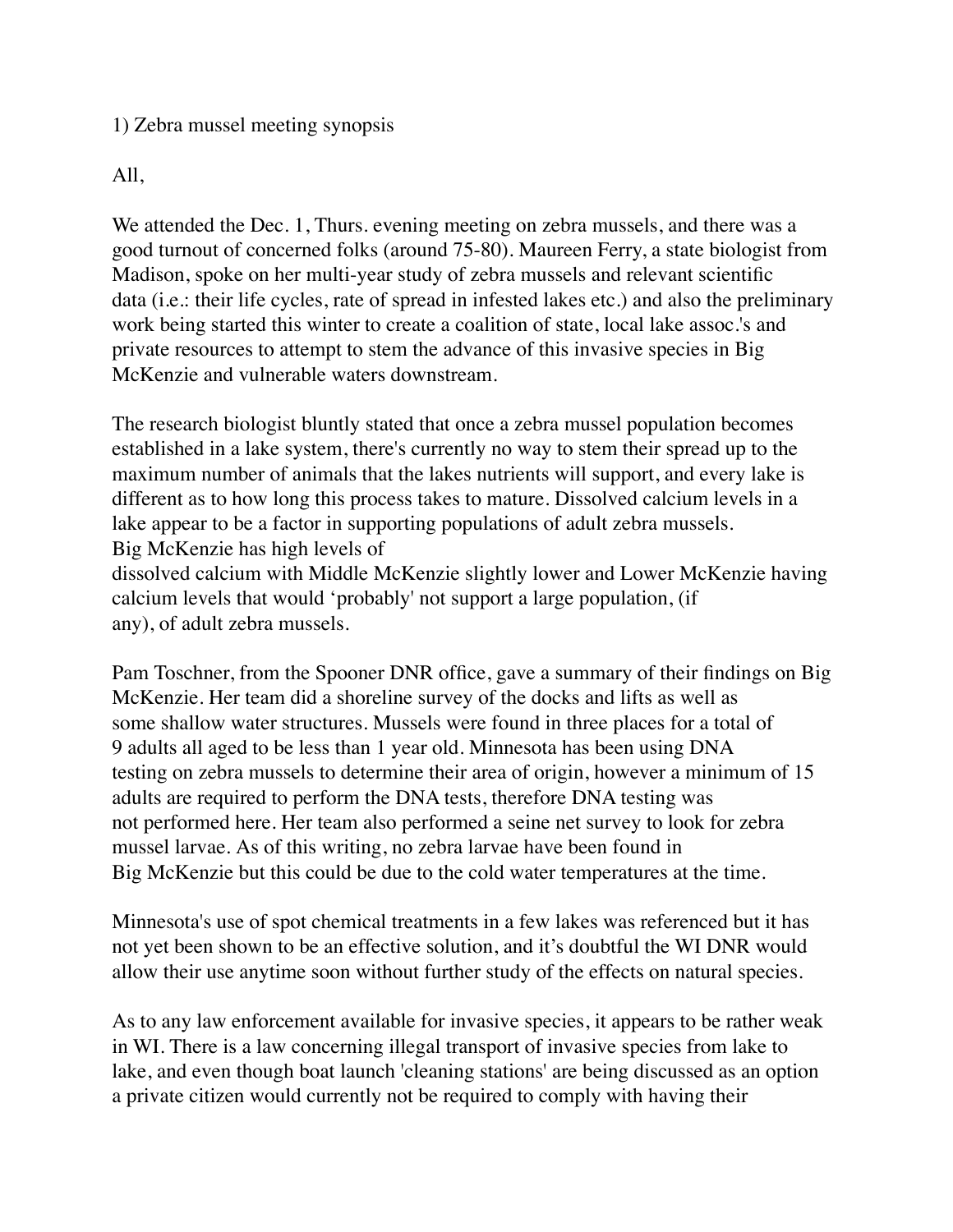1) Zebra mussel meeting synopsis

All,

We attended the Dec. 1, Thurs. evening meeting on zebra mussels, and there was a good turnout of concerned folks (around 75-80). Maureen Ferry, a state biologist from Madison, spoke on her multi-year study of zebra mussels and relevant scientific data (i.e.: their life cycles, rate of spread in infested lakes etc.) and also the preliminary work being started this winter to create a coalition of state, local lake assoc.'s and private resources to attempt to stem the advance of this invasive species in Big McKenzie and vulnerable waters downstream.

The research biologist bluntly stated that once a zebra mussel population becomes established in a lake system, there's currently no way to stem their spread up to the maximum number of animals that the lakes nutrients will support, and every lake is different as to how long this process takes to mature. Dissolved calcium levels in a lake appear to be a factor in supporting populations of adult zebra mussels. Big McKenzie has high levels of dissolved calcium with Middle McKenzie slightly lower and Lower McKenzie having calcium levels that would 'probably' not support a large population, (if any), of adult zebra mussels.

Pam Toschner, from the Spooner DNR office, gave a summary of their findings on Big McKenzie. Her team did a shoreline survey of the docks and lifts as well as some shallow water structures. Mussels were found in three places for a total of 9 adults all aged to be less than 1 year old. Minnesota has been using DNA testing on zebra mussels to determine their area of origin, however a minimum of 15 adults are required to perform the DNA tests, therefore DNA testing was not performed here. Her team also performed a seine net survey to look for zebra mussel larvae. As of this writing, no zebra larvae have been found in Big McKenzie but this could be due to the cold water temperatures at the time.

Minnesota's use of spot chemical treatments in a few lakes was referenced but it has not yet been shown to be an effective solution, and it's doubtful the WI DNR would allow their use anytime soon without further study of the effects on natural species.

As to any law enforcement available for invasive species, it appears to be rather weak in WI. There is a law concerning illegal transport of invasive species from lake to lake, and even though boat launch 'cleaning stations' are being discussed as an option a private citizen would currently not be required to comply with having their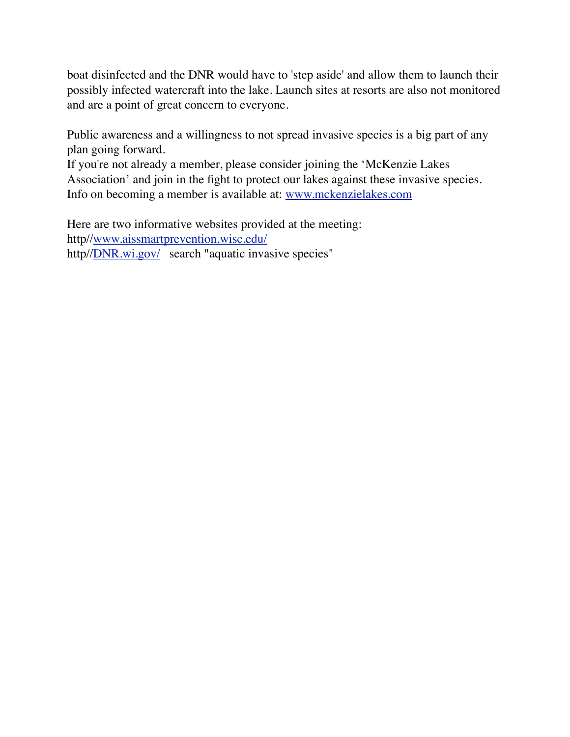boat disinfected and the DNR would have to 'step aside' and allow them to launch their possibly infected watercraft into the lake. Launch sites at resorts are also not monitored and are a point of great concern to everyone.

Public awareness and a willingness to not spread invasive species is a big part of any plan going forward.
If you're not already a member, please consider joining the 'McKenzie Lakes Association' and join in the fight to protect our lakes against these invasive species. Info on becoming a member is available at: www.mckenzielakes.com

Here are two informative websites provided at the meeting:
http//www.aissmartprevention.wisc.edu/
http//DNR.wi.gov/ search "aquatic invasive species"